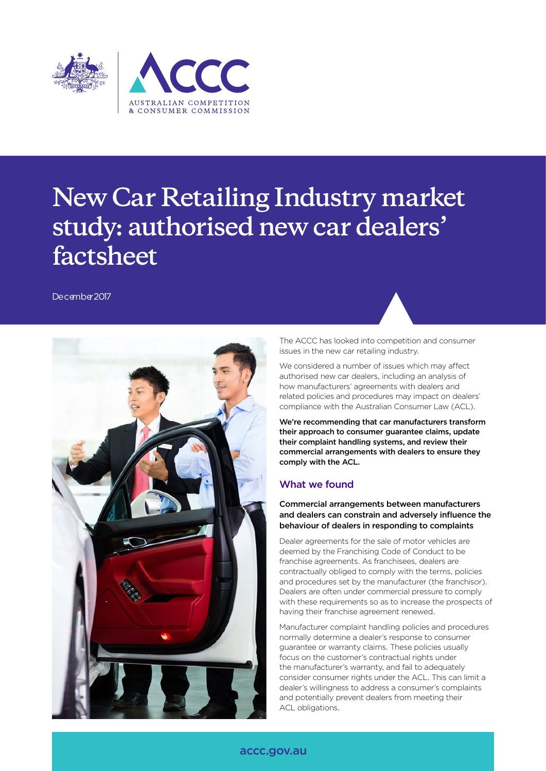# New Car Retailing Industry market study: authorised new car dealers' factsheet

December 2017

The ACCC has looked into competition and consumer issues in the new car retailing industry.

We considered a number of issues which may affect authorised new car dealers, including an analysis of how manufacturers' agreements with dealers and related policies and procedures may impact on dealers' compliance with the Australian Consumer Law (ACL).

**We're recommending that car manufacturers transform their approach to consumer guarantee claims, update their complaint handling systems, and review their commercial arrangements with dealers to ensure they comply with the ACL.**

## What we found

### Commercial arrangements between manufacturers and dealers can constrain and adversely influence the behaviour of dealers in responding to complaints

Dealer agreements for the sale of motor vehicles are deemed by the Franchising Code of Conduct to be franchise agreements. As franchisees, dealers are contractually obliged to comply with the terms, policies and procedures set by the manufacturer (the franchisor). Dealers are often under commercial pressure to comply with these requirements so as to increase the prospects of having their franchise agreement renewed.

Manufacturer complaint handling policies and procedures normally determine a dealer's response to consumer guarantee or warranty claims. These policies usually focus on the customer's contractual rights under the manufacturer's warranty, and fail to adequately consider consumer rights under the ACL. This can limit a dealer's willingness to address a consumer's complaints and potentially prevent dealers from meeting their ACL obligations.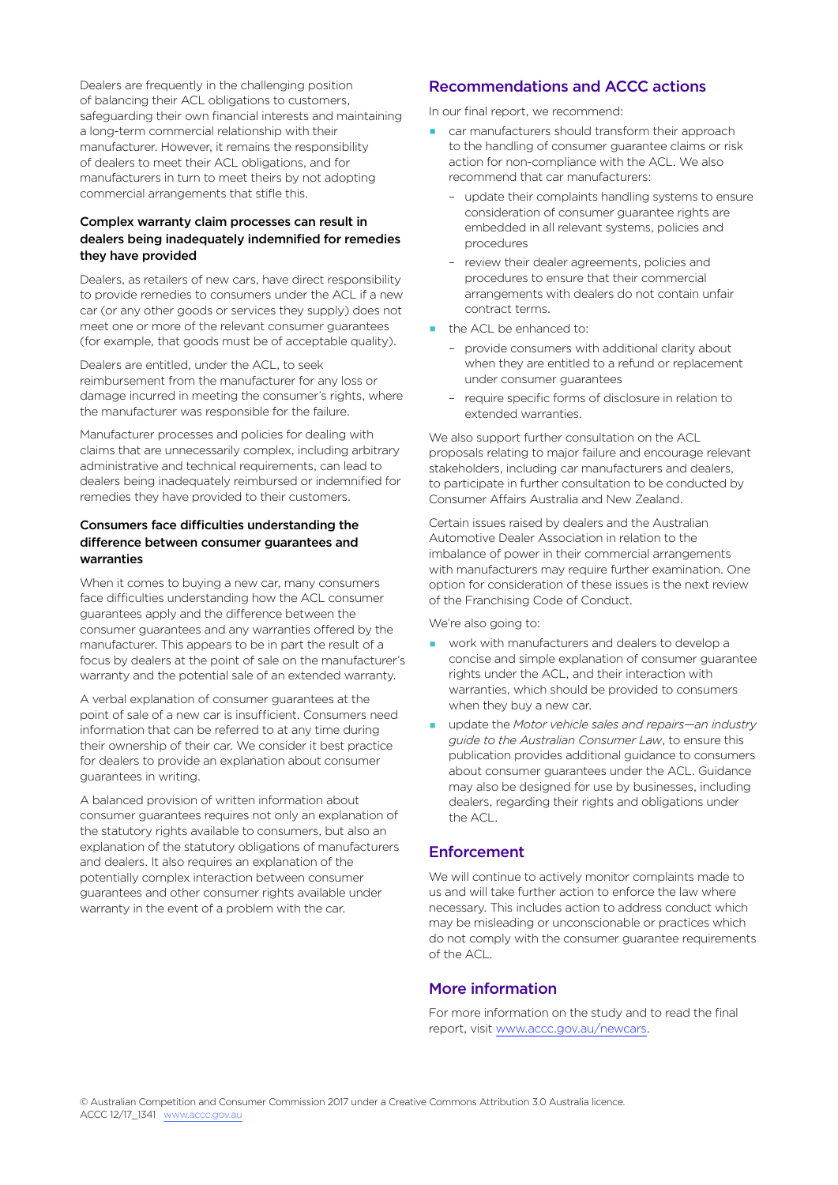Dealers are frequently in the challenging position of balancing their ACL obligations to customers, safeguarding their own financial interests and maintaining a long-term commercial relationship with their manufacturer. However, it remains the responsibility of dealers to meet their ACL obligations, and for manufacturers in turn to meet theirs by not adopting commercial arrangements that stifle this.

**Complex warranty claim processes can result in dealers being inadequately indemnified for remedies they have provided**

Dealers, as retailers of new cars, have direct responsibility to provide remedies to consumers under the ACL if a new car (or any other goods or services they supply) does not meet one or more of the relevant consumer guarantees (for example, that goods must be of acceptable quality).

Dealers are entitled, under the ACL, to seek reimbursement from the manufacturer for any loss or damage incurred in meeting the consumer's rights, where the manufacturer was responsible for the failure.

Manufacturer processes and policies for dealing with claims that are unnecessarily complex, including arbitrary administrative and technical requirements, can lead to dealers being inadequately reimbursed or indemnified for remedies they have provided to their customers.

**Consumers face difficulties understanding the difference between consumer guarantees and warranties**

When it comes to buying a new car, many consumers face difficulties understanding how the ACL consumer guarantees apply and the difference between the consumer guarantees and any warranties offered by the manufacturer. This appears to be in part the result of a focus by dealers at the point of sale on the manufacturer's warranty and the potential sale of an extended warranty.

A verbal explanation of consumer guarantees at the point of sale of a new car is insufficient. Consumers need information that can be referred to at any time during their ownership of their car. We consider it best practice for dealers to provide an explanation about consumer guarantees in writing.

A balanced provision of written information about consumer guarantees requires not only an explanation of the statutory rights available to consumers, but also an explanation of the statutory obligations of manufacturers and dealers. It also requires an explanation of the potentially complex interaction between consumer guarantees and other consumer rights available under warranty in the event of a problem with the car.

## Recommendations and ACCC actions

In our final report, we recommend:

- car manufacturers should transform their approach to the handling of consumer guarantee claims or risk action for non-compliance with the ACL. We also recommend that car manufacturers:
  - update their complaints handling systems to ensure consideration of consumer guarantee rights are embedded in all relevant systems, policies and procedures
  - review their dealer agreements, policies and procedures to ensure that their commercial arrangements with dealers do not contain unfair contract terms.
- the ACL be enhanced to:
  - provide consumers with additional clarity about when they are entitled to a refund or replacement under consumer guarantees
  - require specific forms of disclosure in relation to extended warranties.

We also support further consultation on the ACL proposals relating to major failure and encourage relevant stakeholders, including car manufacturers and dealers, to participate in further consultation to be conducted by Consumer Affairs Australia and New Zealand.

Certain issues raised by dealers and the Australian Automotive Dealer Association in relation to the imbalance of power in their commercial arrangements with manufacturers may require further examination. One option for consideration of these issues is the next review of the Franchising Code of Conduct.

We're also going to:

- work with manufacturers and dealers to develop a concise and simple explanation of consumer guarantee rights under the ACL, and their interaction with warranties, which should be provided to consumers when they buy a new car.
- update the *Motor vehicle sales and repairs—an industry guide to the Australian Consumer Law*, to ensure this publication provides additional guidance to consumers about consumer guarantees under the ACL. Guidance may also be designed for use by businesses, including dealers, regarding their rights and obligations under the ACL.

## Enforcement

We will continue to actively monitor complaints made to us and will take further action to enforce the law where necessary. This includes action to address conduct which may be misleading or unconscionable or practices which do not comply with the consumer guarantee requirements of the ACL.

## More information

For more information on the study and to read the final report, visit www.accc.gov.au/newcars.

© Australian Competition and Consumer Commission 2017 under a Creative Commons Attribution 3.0 Australia licence.
ACCC 12/17_1341 www.accc.gov.au